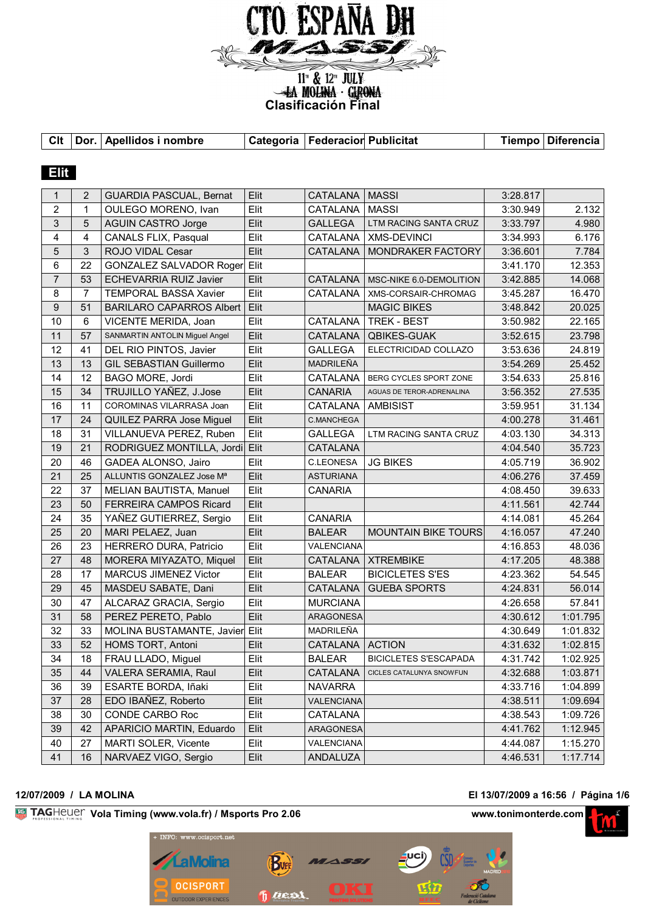# CTO. ESPAÑA DH

MASSI

11th & 12th JULY

LA MOLINA · GIRONA

## Clasificación Final

### Elit

| Clt | Dor. | Apellidos i nombre | Categoria | Federacion | Publicitat | Tiempo | Diferencia |
|---|---|---|---|---|---|---|---|
| 1 | 2 | GUARDIA PASCUAL, Bernat | Elit | CATALANA | MASSI | 3:28.817 | |
| 2 | 1 | OULEGO MORENO, Ivan | Elit | CATALANA | MASSI | 3:30.949 | 2.132 |
| 3 | 5 | AGUIN CASTRO Jorge | Elit | GALLEGA | LTM RACING SANTA CRUZ | 3:33.797 | 4.980 |
| 4 | 4 | CANALS FLIX, Pasqual | Elit | CATALANA | XMS-DEVINCI | 3:34.993 | 6.176 |
| 5 | 3 | ROJO VIDAL Cesar | Elit | CATALANA | MONDRAKER FACTORY | 3:36.601 | 7.784 |
| 6 | 22 | GONZALEZ SALVADOR Roger | Elit | | | 3:41.170 | 12.353 |
| 7 | 53 | ECHEVARRIA RUIZ Javier | Elit | CATALANA | MSC-NIKE 6.0-DEMOLITION | 3:42.885 | 14.068 |
| 8 | 7 | TEMPORAL BASSA Xavier | Elit | CATALANA | XMS-CORSAIR-CHROMAG | 3:45.287 | 16.470 |
| 9 | 51 | BARILARO CAPARROS Albert | Elit | | MAGIC BIKES | 3:48.842 | 20.025 |
| 10 | 6 | VICENTE MERIDA, Joan | Elit | CATALANA | TREK - BEST | 3:50.982 | 22.165 |
| 11 | 57 | SANMARTIN ANTOLIN Miguel Angel | Elit | CATALANA | QBIKES-GUAK | 3:52.615 | 23.798 |
| 12 | 41 | DEL RIO PINTOS, Javier | Elit | GALLEGA | ELECTRICIDAD COLLAZO | 3:53.636 | 24.819 |
| 13 | 13 | GIL SEBASTIAN Guillermo | Elit | MADRILEÑA | | 3:54.269 | 25.452 |
| 14 | 12 | BAGO MORE, Jordi | Elit | CATALANA | BERG CYCLES SPORT ZONE | 3:54.633 | 25.816 |
| 15 | 34 | TRUJILLO YAÑEZ, J.Jose | Elit | CANARIA | AGUAS DE TEROR-ADRENALINA | 3:56.352 | 27.535 |
| 16 | 11 | COROMINAS VILARRASA Joan | Elit | CATALANA | AMBISIST | 3:59.951 | 31.134 |
| 17 | 24 | QUILEZ PARRA Jose Miguel | Elit | C.MANCHEGA | | 4:00.278 | 31.461 |
| 18 | 31 | VILLANUEVA PEREZ, Ruben | Elit | GALLEGA | LTM RACING SANTA CRUZ | 4:03.130 | 34.313 |
| 19 | 21 | RODRIGUEZ MONTILLA, Jordi | Elit | CATALANA | | 4:04.540 | 35.723 |
| 20 | 46 | GADEA ALONSO, Jairo | Elit | C.LEONESA | JG BIKES | 4:05.719 | 36.902 |
| 21 | 25 | ALLUNTIS GONZALEZ Jose Mª | Elit | ASTURIANA | | 4:06.276 | 37.459 |
| 22 | 37 | MELIAN BAUTISTA, Manuel | Elit | CANARIA | | 4:08.450 | 39.633 |
| 23 | 50 | FERREIRA CAMPOS Ricard | Elit | | | 4:11.561 | 42.744 |
| 24 | 35 | YAÑEZ GUTIERREZ, Sergio | Elit | CANARIA | | 4:14.081 | 45.264 |
| 25 | 20 | MARI PELAEZ, Juan | Elit | BALEAR | MOUNTAIN BIKE TOURS | 4:16.057 | 47.240 |
| 26 | 23 | HERRERO DURA, Patricio | Elit | VALENCIANA | | 4:16.853 | 48.036 |
| 27 | 48 | MORERA MIYAZATO, Miquel | Elit | CATALANA | XTREMBIKE | 4:17.205 | 48.388 |
| 28 | 17 | MARCUS JIMENEZ Victor | Elit | BALEAR | BICICLETES S'ES | 4:23.362 | 54.545 |
| 29 | 45 | MASDEU SABATE, Dani | Elit | CATALANA | GUEBA SPORTS | 4:24.831 | 56.014 |
| 30 | 47 | ALCARAZ GRACIA, Sergio | Elit | MURCIANA | | 4:26.658 | 57.841 |
| 31 | 58 | PEREZ PERETO, Pablo | Elit | ARAGONESA | | 4:30.612 | 1:01.795 |
| 32 | 33 | MOLINA BUSTAMANTE, Javier | Elit | MADRILEÑA | | 4:30.649 | 1:01.832 |
| 33 | 52 | HOMS TORT, Antoni | Elit | CATALANA | ACTION | 4:31.632 | 1:02.815 |
| 34 | 18 | FRAU LLADO, Miguel | Elit | BALEAR | BICICLETES S'ESCAPADA | 4:31.742 | 1:02.925 |
| 35 | 44 | VALERA SERAMIA, Raul | Elit | CATALANA | CICLES CATALUNYA SNOWFUN | 4:32.688 | 1:03.871 |
| 36 | 39 | ESARTE BORDA, Iñaki | Elit | NAVARRA | | 4:33.716 | 1:04.899 |
| 37 | 28 | EDO IBAÑEZ, Roberto | Elit | VALENCIANA | | 4:38.511 | 1:09.694 |
| 38 | 30 | CONDE CARBO Roc | Elit | CATALANA | | 4:38.543 | 1:09.726 |
| 39 | 42 | APARICIO MARTIN, Eduardo | Elit | ARAGONESA | | 4:41.762 | 1:12.945 |
| 40 | 27 | MARTI SOLER, Vicente | Elit | VALENCIANA | | 4:44.087 | 1:15.270 |
| 41 | 16 | NARVAEZ VIGO, Sergio | Elit | ANDALUZA | | 4:46.531 | 1:17.714 |

**12/07/2009 / LA MOLINA** — **El 13/07/2009 a 16:56**

TAGHeuer Professional Timing **Vola Timing (www.vola.fr) / Msports Pro 2.06** — **www.tonimonterde.com**

+ INFO: www.ocisport.net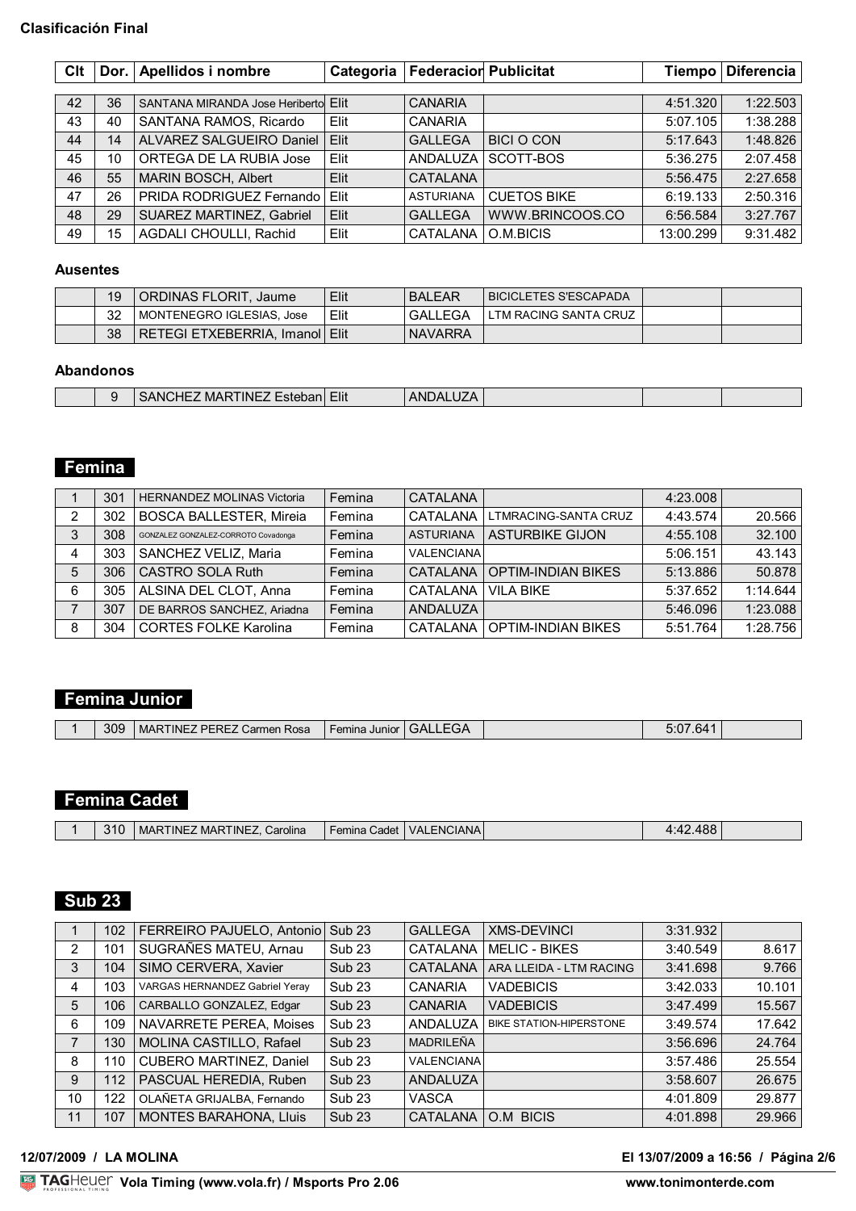**Clasificación Final**

| Clt | Dor. | Apellidos i nombre | Categoria | Federacion | Publicitat | Tiempo | Diferencia |
|---|---|---|---|---|---|---|---|
| 42 | 36 | SANTANA MIRANDA Jose Heriberto | Elit | CANARIA | | 4:51.320 | 1:22.503 |
| 43 | 40 | SANTANA RAMOS, Ricardo | Elit | CANARIA | | 5:07.105 | 1:38.288 |
| 44 | 14 | ALVAREZ SALGUEIRO Daniel | Elit | GALLEGA | BICI O CON | 5:17.643 | 1:48.826 |
| 45 | 10 | ORTEGA DE LA RUBIA Jose | Elit | ANDALUZA | SCOTT-BOS | 5:36.275 | 2:07.458 |
| 46 | 55 | MARIN BOSCH, Albert | Elit | CATALANA | | 5:56.475 | 2:27.658 |
| 47 | 26 | PRIDA RODRIGUEZ Fernando | Elit | ASTURIANA | CUETOS BIKE | 6:19.133 | 2:50.316 |
| 48 | 29 | SUAREZ MARTINEZ, Gabriel | Elit | GALLEGA | WWW.BRINCOOS.CO | 6:56.584 | 3:27.767 |
| 49 | 15 | AGDALI CHOULLI, Rachid | Elit | CATALANA | O.M.BICIS | 13:00.299 | 9:31.482 |

**Ausentes**

| Clt | Dor. | Apellidos i nombre | Categoria | Federacion | Publicitat | Tiempo | Diferencia |
|---|---|---|---|---|---|---|---|
| | 19 | ORDINAS FLORIT, Jaume | Elit | BALEAR | BICICLETES S'ESCAPADA | | |
| | 32 | MONTENEGRO IGLESIAS, Jose | Elit | GALLEGA | LTM RACING SANTA CRUZ | | |
| | 38 | RETEGI ETXEBERRIA, Imanol | Elit | NAVARRA | | | |

**Abandonos**

| Clt | Dor. | Apellidos i nombre | Categoria | Federacion | Publicitat | Tiempo | Diferencia |
|---|---|---|---|---|---|---|---|
| | 9 | SANCHEZ MARTINEZ Esteban | Elit | ANDALUZA | | | |

## Femina

| Clt | Dor. | Apellidos i nombre | Categoria | Federacion | Publicitat | Tiempo | Diferencia |
|---|---|---|---|---|---|---|---|
| 1 | 301 | HERNANDEZ MOLINAS Victoria | Femina | CATALANA | | 4:23.008 | |
| 2 | 302 | BOSCA BALLESTER, Mireia | Femina | CATALANA | LTMRACING-SANTA CRUZ | 4:43.574 | 20.566 |
| 3 | 308 | GONZALEZ GONZALEZ-CORROTO Covadonga | Femina | ASTURIANA | ASTURBIKE GIJON | 4:55.108 | 32.100 |
| 4 | 303 | SANCHEZ VELIZ, Maria | Femina | VALENCIANA | | 5:06.151 | 43.143 |
| 5 | 306 | CASTRO SOLA Ruth | Femina | CATALANA | OPTIM-INDIAN BIKES | 5:13.886 | 50.878 |
| 6 | 305 | ALSINA DEL CLOT, Anna | Femina | CATALANA | VILA BIKE | 5:37.652 | 1:14.644 |
| 7 | 307 | DE BARROS SANCHEZ, Ariadna | Femina | ANDALUZA | | 5:46.096 | 1:23.088 |
| 8 | 304 | CORTES FOLKE Karolina | Femina | CATALANA | OPTIM-INDIAN BIKES | 5:51.764 | 1:28.756 |

## Femina Junior

| Clt | Dor. | Apellidos i nombre | Categoria | Federacion | Publicitat | Tiempo | Diferencia |
|---|---|---|---|---|---|---|---|
| 1 | 309 | MARTINEZ PEREZ Carmen Rosa | Femina Junior | GALLEGA | | 5:07.641 | |

## Femina Cadet

| Clt | Dor. | Apellidos i nombre | Categoria | Federacion | Publicitat | Tiempo | Diferencia |
|---|---|---|---|---|---|---|---|
| 1 | 310 | MARTINEZ MARTINEZ, Carolina | Femina Cadet | VALENCIANA | | 4:42.488 | |

## Sub 23

| Clt | Dor. | Apellidos i nombre | Categoria | Federacion | Publicitat | Tiempo | Diferencia |
|---|---|---|---|---|---|---|---|
| 1 | 102 | FERREIRO PAJUELO, Antonio | Sub 23 | GALLEGA | XMS-DEVINCI | 3:31.932 | |
| 2 | 101 | SUGRAÑES MATEU, Arnau | Sub 23 | CATALANA | MELIC - BIKES | 3:40.549 | 8.617 |
| 3 | 104 | SIMO CERVERA, Xavier | Sub 23 | CATALANA | ARA LLEIDA - LTM RACING | 3:41.698 | 9.766 |
| 4 | 103 | VARGAS HERNANDEZ Gabriel Yeray | Sub 23 | CANARIA | VADEBICIS | 3:42.033 | 10.101 |
| 5 | 106 | CARBALLO GONZALEZ, Edgar | Sub 23 | CANARIA | VADEBICIS | 3:47.499 | 15.567 |
| 6 | 109 | NAVARRETE PEREA, Moises | Sub 23 | ANDALUZA | BIKE STATION-HIPERSTONE | 3:49.574 | 17.642 |
| 7 | 130 | MOLINA CASTILLO, Rafael | Sub 23 | MADRILEÑA | | 3:56.696 | 24.764 |
| 8 | 110 | CUBERO MARTINEZ, Daniel | Sub 23 | VALENCIANA | | 3:57.486 | 25.554 |
| 9 | 112 | PASCUAL HEREDIA, Ruben | Sub 23 | ANDALUZA | | 3:58.607 | 26.675 |
| 10 | 122 | OLAÑETA GRIJALBA, Fernando | Sub 23 | VASCA | | 4:01.809 | 29.877 |
| 11 | 107 | MONTES BARAHONA, Lluis | Sub 23 | CATALANA | O.M BICIS | 4:01.898 | 29.966 |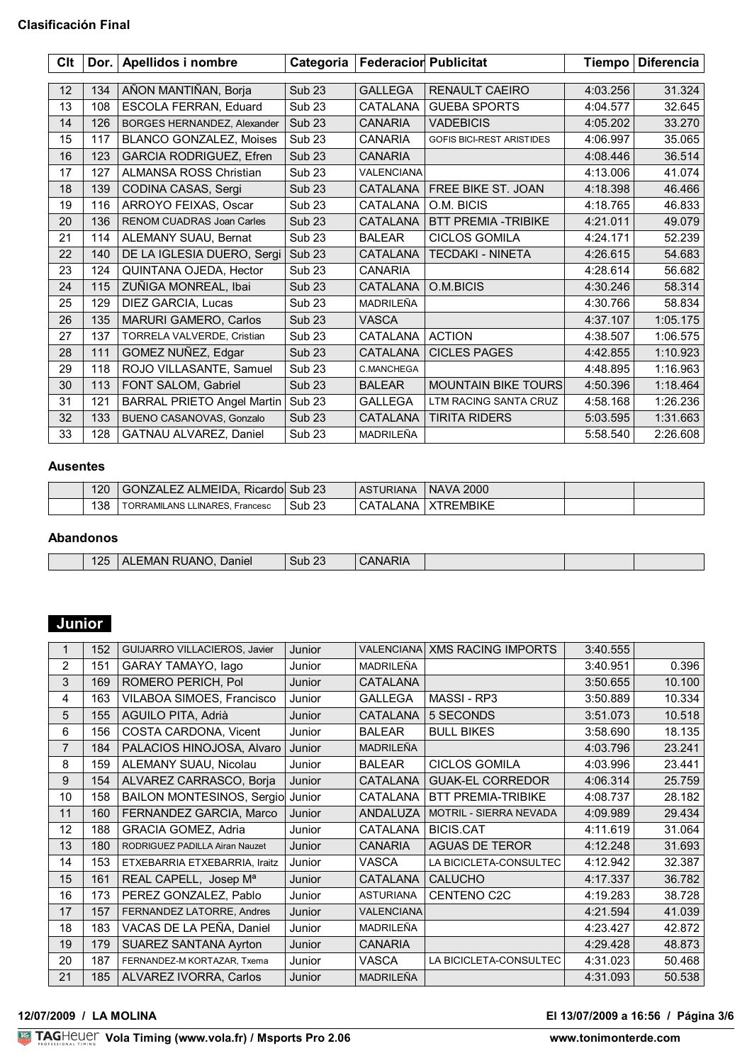**Clasificación Final**

| Clt | Dor. | Apellidos i nombre | Categoria | Federacion | Publicitat | Tiempo | Diferencia |
|---|---|---|---|---|---|---|---|
| 12 | 134 | AÑON MANTIÑAN, Borja | Sub 23 | GALLEGA | RENAULT CAEIRO | 4:03.256 | 31.324 |
| 13 | 108 | ESCOLA FERRAN, Eduard | Sub 23 | CATALANA | GUEBA SPORTS | 4:04.577 | 32.645 |
| 14 | 126 | BORGES HERNANDEZ, Alexander | Sub 23 | CANARIA | VADEBICIS | 4:05.202 | 33.270 |
| 15 | 117 | BLANCO GONZALEZ, Moises | Sub 23 | CANARIA | GOFIS BICI-REST ARISTIDES | 4:06.997 | 35.065 |
| 16 | 123 | GARCIA RODRIGUEZ, Efren | Sub 23 | CANARIA | | 4:08.446 | 36.514 |
| 17 | 127 | ALMANSA ROSS Christian | Sub 23 | VALENCIANA | | 4:13.006 | 41.074 |
| 18 | 139 | CODINA CASAS, Sergi | Sub 23 | CATALANA | FREE BIKE ST. JOAN | 4:18.398 | 46.466 |
| 19 | 116 | ARROYO FEIXAS, Oscar | Sub 23 | CATALANA | O.M. BICIS | 4:18.765 | 46.833 |
| 20 | 136 | RENOM CUADRAS Joan Carles | Sub 23 | CATALANA | BTT PREMIA -TRIBIKE | 4:21.011 | 49.079 |
| 21 | 114 | ALEMANY SUAU, Bernat | Sub 23 | BALEAR | CICLOS GOMILA | 4:24.171 | 52.239 |
| 22 | 140 | DE LA IGLESIA DUERO, Sergi | Sub 23 | CATALANA | TECDAKI - NINETA | 4:26.615 | 54.683 |
| 23 | 124 | QUINTANA OJEDA, Hector | Sub 23 | CANARIA | | 4:28.614 | 56.682 |
| 24 | 115 | ZUÑIGA MONREAL, Ibai | Sub 23 | CATALANA | O.M.BICIS | 4:30.246 | 58.314 |
| 25 | 129 | DIEZ GARCIA, Lucas | Sub 23 | MADRILEÑA | | 4:30.766 | 58.834 |
| 26 | 135 | MARURI GAMERO, Carlos | Sub 23 | VASCA | | 4:37.107 | 1:05.175 |
| 27 | 137 | TORRELA VALVERDE, Cristian | Sub 23 | CATALANA | ACTION | 4:38.507 | 1:06.575 |
| 28 | 111 | GOMEZ NUÑEZ, Edgar | Sub 23 | CATALANA | CICLES PAGES | 4:42.855 | 1:10.923 |
| 29 | 118 | ROJO VILLASANTE, Samuel | Sub 23 | C.MANCHEGA | | 4:48.895 | 1:16.963 |
| 30 | 113 | FONT SALOM, Gabriel | Sub 23 | BALEAR | MOUNTAIN BIKE TOURS | 4:50.396 | 1:18.464 |
| 31 | 121 | BARRAL PRIETO Angel Martin | Sub 23 | GALLEGA | LTM RACING SANTA CRUZ | 4:58.168 | 1:26.236 |
| 32 | 133 | BUENO CASANOVAS, Gonzalo | Sub 23 | CATALANA | TIRITA RIDERS | 5:03.595 | 1:31.663 |
| 33 | 128 | GATNAU ALVAREZ, Daniel | Sub 23 | MADRILEÑA | | 5:58.540 | 2:26.608 |

**Ausentes**

| | Dor. | Apellidos i nombre | Categoria | Federacion | Publicitat | Tiempo | Diferencia |
|---|---|---|---|---|---|---|---|
| | 120 | GONZALEZ ALMEIDA, Ricardo | Sub 23 | ASTURIANA | NAVA 2000 | | |
| | 138 | TORRAMILANS LLINARES, Francesc | Sub 23 | CATALANA | XTREMBIKE | | |

**Abandonos**

| | Dor. | Apellidos i nombre | Categoria | Federacion | Publicitat | Tiempo | Diferencia |
|---|---|---|---|---|---|---|---|
| | 125 | ALEMAN RUANO, Daniel | Sub 23 | CANARIA | | | |

## Junior

| Clt | Dor. | Apellidos i nombre | Categoria | Federacion | Publicitat | Tiempo | Diferencia |
|---|---|---|---|---|---|---|---|
| 1 | 152 | GUIJARRO VILLACIEROS, Javier | Junior | VALENCIANA | XMS RACING IMPORTS | 3:40.555 | |
| 2 | 151 | GARAY TAMAYO, Iago | Junior | MADRILEÑA | | 3:40.951 | 0.396 |
| 3 | 169 | ROMERO PERICH, Pol | Junior | CATALANA | | 3:50.655 | 10.100 |
| 4 | 163 | VILABOA SIMOES, Francisco | Junior | GALLEGA | MASSI - RP3 | 3:50.889 | 10.334 |
| 5 | 155 | AGUILO PITA, Adrià | Junior | CATALANA | 5 SECONDS | 3:51.073 | 10.518 |
| 6 | 156 | COSTA CARDONA, Vicent | Junior | BALEAR | BULL BIKES | 3:58.690 | 18.135 |
| 7 | 184 | PALACIOS HINOJOSA, Alvaro | Junior | MADRILEÑA | | 4:03.796 | 23.241 |
| 8 | 159 | ALEMANY SUAU, Nicolau | Junior | BALEAR | CICLOS GOMILA | 4:03.996 | 23.441 |
| 9 | 154 | ALVAREZ CARRASCO, Borja | Junior | CATALANA | GUAK-EL CORREDOR | 4:06.314 | 25.759 |
| 10 | 158 | BAILON MONTESINOS, Sergio | Junior | CATALANA | BTT PREMIA-TRIBIKE | 4:08.737 | 28.182 |
| 11 | 160 | FERNANDEZ GARCIA, Marco | Junior | ANDALUZA | MOTRIL - SIERRA NEVADA | 4:09.989 | 29.434 |
| 12 | 188 | GRACIA GOMEZ, Adria | Junior | CATALANA | BICIS.CAT | 4:11.619 | 31.064 |
| 13 | 180 | RODRIGUEZ PADILLA Airan Nauzet | Junior | CANARIA | AGUAS DE TEROR | 4:12.248 | 31.693 |
| 14 | 153 | ETXEBARRIA ETXEBARRIA, Iraitz | Junior | VASCA | LA BICICLETA-CONSULTEC | 4:12.942 | 32.387 |
| 15 | 161 | REAL CAPELL, Josep Mª | Junior | CATALANA | CALUCHO | 4:17.337 | 36.782 |
| 16 | 173 | PEREZ GONZALEZ, Pablo | Junior | ASTURIANA | CENTENO C2C | 4:19.283 | 38.728 |
| 17 | 157 | FERNANDEZ LATORRE, Andres | Junior | VALENCIANA | | 4:21.594 | 41.039 |
| 18 | 183 | VACAS DE LA PEÑA, Daniel | Junior | MADRILEÑA | | 4:23.427 | 42.872 |
| 19 | 179 | SUAREZ SANTANA Ayrton | Junior | CANARIA | | 4:29.428 | 48.873 |
| 20 | 187 | FERNANDEZ-M KORTAZAR, Txema | Junior | VASCA | LA BICICLETA-CONSULTEC | 4:31.023 | 50.468 |
| 21 | 185 | ALVAREZ IVORRA, Carlos | Junior | MADRILEÑA | | 4:31.093 | 50.538 |

**12/07/2009 / LA MOLINA**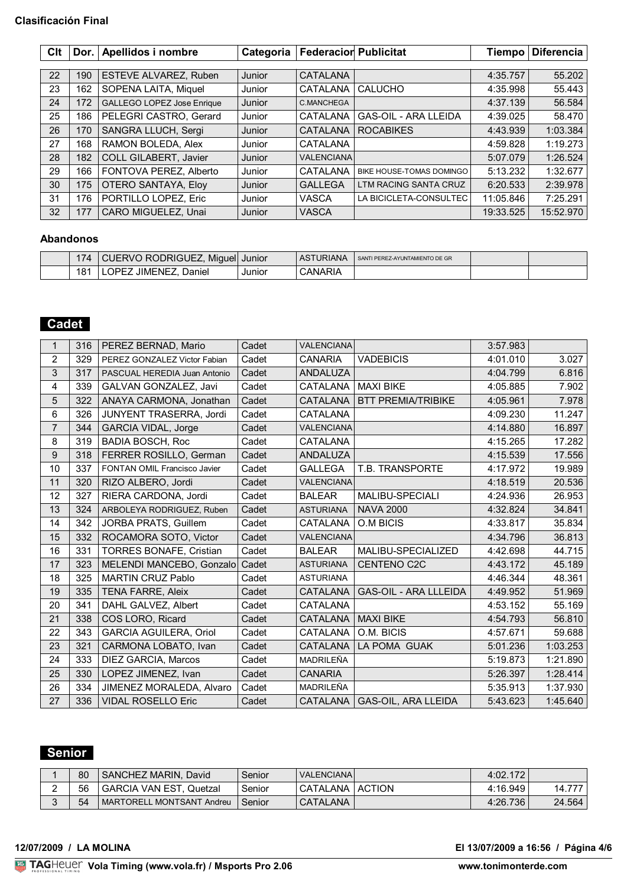**Clasificación Final**

| Clt | Dor. | Apellidos i nombre | Categoria | Federacion | Publicitat | Tiempo | Diferencia |
|---|---|---|---|---|---|---|---|
| 22 | 190 | ESTEVE ALVAREZ, Ruben | Junior | CATALANA | | 4:35.757 | 55.202 |
| 23 | 162 | SOPENA LAITA, Miquel | Junior | CATALANA | CALUCHO | 4:35.998 | 55.443 |
| 24 | 172 | GALLEGO LOPEZ Jose Enrique | Junior | C.MANCHEGA | | 4:37.139 | 56.584 |
| 25 | 186 | PELEGRI CASTRO, Gerard | Junior | CATALANA | GAS-OIL - ARA LLEIDA | 4:39.025 | 58.470 |
| 26 | 170 | SANGRA LLUCH, Sergi | Junior | CATALANA | ROCABIKES | 4:43.939 | 1:03.384 |
| 27 | 168 | RAMON BOLEDA, Alex | Junior | CATALANA | | 4:59.828 | 1:19.273 |
| 28 | 182 | COLL GILABERT, Javier | Junior | VALENCIANA | | 5:07.079 | 1:26.524 |
| 29 | 166 | FONTOVA PEREZ, Alberto | Junior | CATALANA | BIKE HOUSE-TOMAS DOMINGO | 5:13.232 | 1:32.677 |
| 30 | 175 | OTERO SANTAYA, Eloy | Junior | GALLEGA | LTM RACING SANTA CRUZ | 6:20.533 | 2:39.978 |
| 31 | 176 | PORTILLO LOPEZ, Eric | Junior | VASCA | LA BICICLETA-CONSULTEC | 11:05.846 | 7:25.291 |
| 32 | 177 | CARO MIGUELEZ, Unai | Junior | VASCA | | 19:33.525 | 15:52.970 |

**Abandonos**

| Clt | Dor. | Apellidos i nombre | Categoria | Federacion | Publicitat | Tiempo | Diferencia |
|---|---|---|---|---|---|---|---|
| | 174 | CUERVO RODRIGUEZ, Miguel | Junior | ASTURIANA | SANTI PEREZ-AYUNTAMIENTO DE GR | | |
| | 181 | LOPEZ JIMENEZ, Daniel | Junior | CANARIA | | | |

## Cadet

| Clt | Dor. | Apellidos i nombre | Categoria | Federacion | Publicitat | Tiempo | Diferencia |
|---|---|---|---|---|---|---|---|
| 1 | 316 | PEREZ BERNAD, Mario | Cadet | VALENCIANA | | 3:57.983 | |
| 2 | 329 | PEREZ GONZALEZ Victor Fabian | Cadet | CANARIA | VADEBICIS | 4:01.010 | 3.027 |
| 3 | 317 | PASCUAL HEREDIA Juan Antonio | Cadet | ANDALUZA | | 4:04.799 | 6.816 |
| 4 | 339 | GALVAN GONZALEZ, Javi | Cadet | CATALANA | MAXI BIKE | 4:05.885 | 7.902 |
| 5 | 322 | ANAYA CARMONA, Jonathan | Cadet | CATALANA | BTT PREMIA/TRIBIKE | 4:05.961 | 7.978 |
| 6 | 326 | JUNYENT TRASERRA, Jordi | Cadet | CATALANA | | 4:09.230 | 11.247 |
| 7 | 344 | GARCIA VIDAL, Jorge | Cadet | VALENCIANA | | 4:14.880 | 16.897 |
| 8 | 319 | BADIA BOSCH, Roc | Cadet | CATALANA | | 4:15.265 | 17.282 |
| 9 | 318 | FERRER ROSILLO, German | Cadet | ANDALUZA | | 4:15.539 | 17.556 |
| 10 | 337 | FONTAN OMIL Francisco Javier | Cadet | GALLEGA | T.B. TRANSPORTE | 4:17.972 | 19.989 |
| 11 | 320 | RIZO ALBERO, Jordi | Cadet | VALENCIANA | | 4:18.519 | 20.536 |
| 12 | 327 | RIERA CARDONA, Jordi | Cadet | BALEAR | MALIBU-SPECIALI | 4:24.936 | 26.953 |
| 13 | 324 | ARBOLEYA RODRIGUEZ, Ruben | Cadet | ASTURIANA | NAVA 2000 | 4:32.824 | 34.841 |
| 14 | 342 | JORBA PRATS, Guillem | Cadet | CATALANA | O.M BICIS | 4:33.817 | 35.834 |
| 15 | 332 | ROCAMORA SOTO, Victor | Cadet | VALENCIANA | | 4:34.796 | 36.813 |
| 16 | 331 | TORRES BONAFE, Cristian | Cadet | BALEAR | MALIBU-SPECIALIZED | 4:42.698 | 44.715 |
| 17 | 323 | MELENDI MANCEBO, Gonzalo | Cadet | ASTURIANA | CENTENO C2C | 4:43.172 | 45.189 |
| 18 | 325 | MARTIN CRUZ Pablo | Cadet | ASTURIANA | | 4:46.344 | 48.361 |
| 19 | 335 | TENA FARRE, Aleix | Cadet | CATALANA | GAS-OIL - ARA LLLEIDA | 4:49.952 | 51.969 |
| 20 | 341 | DAHL GALVEZ, Albert | Cadet | CATALANA | | 4:53.152 | 55.169 |
| 21 | 338 | COS LORO, Ricard | Cadet | CATALANA | MAXI BIKE | 4:54.793 | 56.810 |
| 22 | 343 | GARCIA AGUILERA, Oriol | Cadet | CATALANA | O.M. BICIS | 4:57.671 | 59.688 |
| 23 | 321 | CARMONA LOBATO, Ivan | Cadet | CATALANA | LA POMA GUAK | 5:01.236 | 1:03.253 |
| 24 | 333 | DIEZ GARCIA, Marcos | Cadet | MADRILEÑA | | 5:19.873 | 1:21.890 |
| 25 | 330 | LOPEZ JIMENEZ, Ivan | Cadet | CANARIA | | 5:26.397 | 1:28.414 |
| 26 | 334 | JIMENEZ MORALEDA, Alvaro | Cadet | MADRILEÑA | | 5:35.913 | 1:37.930 |
| 27 | 336 | VIDAL ROSELLO Eric | Cadet | CATALANA | GAS-OIL, ARA LLEIDA | 5:43.623 | 1:45.640 |

## Senior

| Clt | Dor. | Apellidos i nombre | Categoria | Federacion | Publicitat | Tiempo | Diferencia |
|---|---|---|---|---|---|---|---|
| 1 | 80 | SANCHEZ MARIN, David | Senior | VALENCIANA | | 4:02.172 | |
| 2 | 56 | GARCIA VAN EST, Quetzal | Senior | CATALANA | ACTION | 4:16.949 | 14.777 |
| 3 | 54 | MARTORELL MONTSANT Andreu | Senior | CATALANA | | 4:26.736 | 24.564 |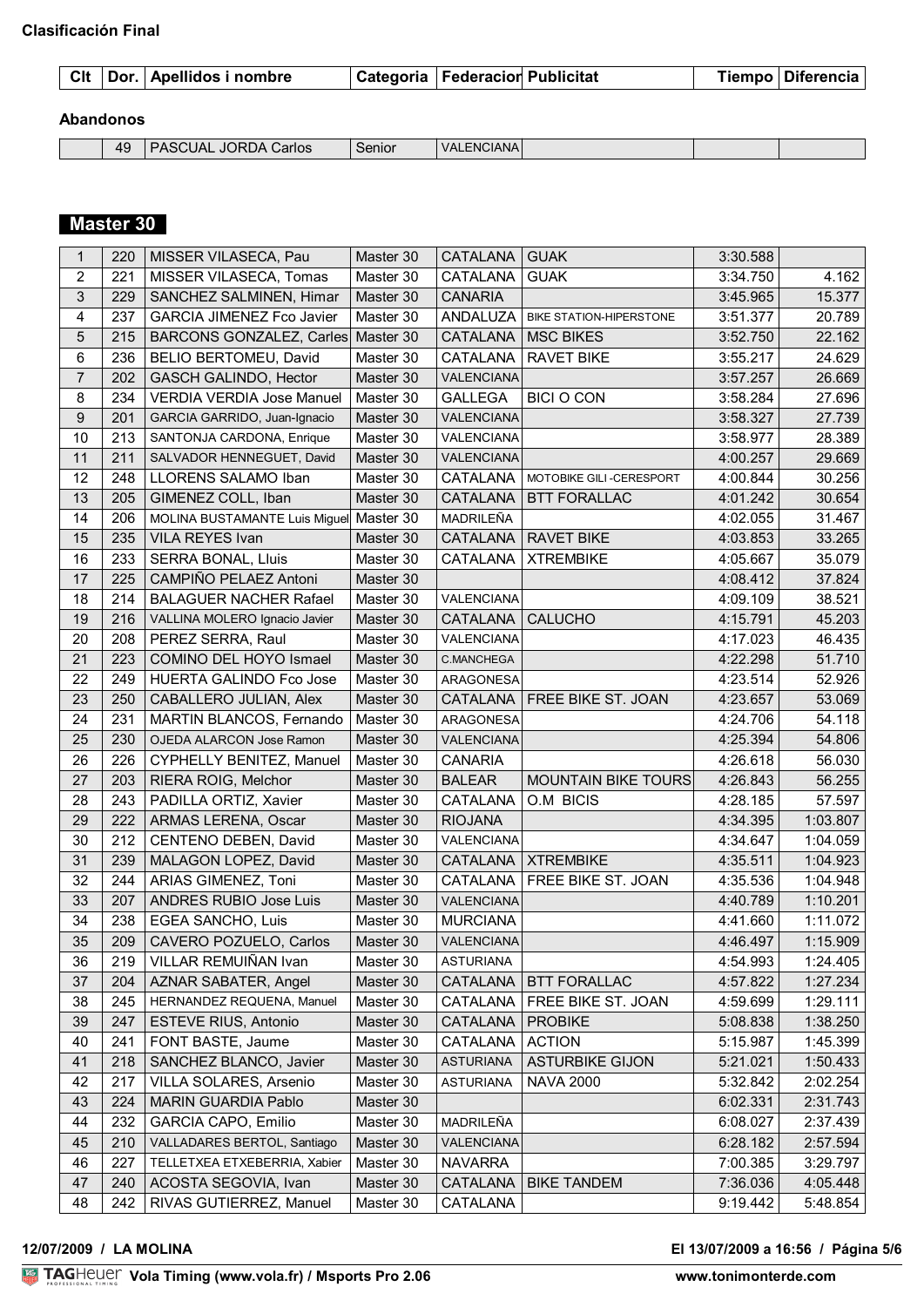## Clasificación Final

| Clt | Dor. | Apellidos i nombre | Categoria | Federacion | Publicitat | Tiempo | Diferencia |
|---|---|---|---|---|---|---|---|

### Abandonos

| Clt | Dor. | Apellidos i nombre | Categoria | Federacion | Publicitat | Tiempo | Diferencia |
|---|---|---|---|---|---|---|---|
| | 49 | PASCUAL JORDA Carlos | Senior | VALENCIANA | | | |

## Master 30

| Clt | Dor. | Apellidos i nombre | Categoria | Federacion | Publicitat | Tiempo | Diferencia |
|---|---|---|---|---|---|---|---|
| 1 | 220 | MISSER VILASECA, Pau | Master 30 | CATALANA | GUAK | 3:30.588 | |
| 2 | 221 | MISSER VILASECA, Tomas | Master 30 | CATALANA | GUAK | 3:34.750 | 4.162 |
| 3 | 229 | SANCHEZ SALMINEN, Himar | Master 30 | CANARIA | | 3:45.965 | 15.377 |
| 4 | 237 | GARCIA JIMENEZ Fco Javier | Master 30 | ANDALUZA | BIKE STATION-HIPERSTONE | 3:51.377 | 20.789 |
| 5 | 215 | BARCONS GONZALEZ, Carles | Master 30 | CATALANA | MSC BIKES | 3:52.750 | 22.162 |
| 6 | 236 | BELIO BERTOMEU, David | Master 30 | CATALANA | RAVET BIKE | 3:55.217 | 24.629 |
| 7 | 202 | GASCH GALINDO, Hector | Master 30 | VALENCIANA | | 3:57.257 | 26.669 |
| 8 | 234 | VERDIA VERDIA Jose Manuel | Master 30 | GALLEGA | BICI O CON | 3:58.284 | 27.696 |
| 9 | 201 | GARCIA GARRIDO, Juan-Ignacio | Master 30 | VALENCIANA | | 3:58.327 | 27.739 |
| 10 | 213 | SANTONJA CARDONA, Enrique | Master 30 | VALENCIANA | | 3:58.977 | 28.389 |
| 11 | 211 | SALVADOR HENNEGUET, David | Master 30 | VALENCIANA | | 4:00.257 | 29.669 |
| 12 | 248 | LLORENS SALAMO Iban | Master 30 | CATALANA | MOTOBIKE GILI -CERESPORT | 4:00.844 | 30.256 |
| 13 | 205 | GIMENEZ COLL, Iban | Master 30 | CATALANA | BTT FORALLAC | 4:01.242 | 30.654 |
| 14 | 206 | MOLINA BUSTAMANTE Luis Miguel | Master 30 | MADRILEÑA | | 4:02.055 | 31.467 |
| 15 | 235 | VILA REYES Ivan | Master 30 | CATALANA | RAVET BIKE | 4:03.853 | 33.265 |
| 16 | 233 | SERRA BONAL, Lluis | Master 30 | CATALANA | XTREMBIKE | 4:05.667 | 35.079 |
| 17 | 225 | CAMPIÑO PELAEZ Antoni | Master 30 | | | 4:08.412 | 37.824 |
| 18 | 214 | BALAGUER NACHER Rafael | Master 30 | VALENCIANA | | 4:09.109 | 38.521 |
| 19 | 216 | VALLINA MOLERO Ignacio Javier | Master 30 | CATALANA | CALUCHO | 4:15.791 | 45.203 |
| 20 | 208 | PEREZ SERRA, Raul | Master 30 | VALENCIANA | | 4:17.023 | 46.435 |
| 21 | 223 | COMINO DEL HOYO Ismael | Master 30 | C.MANCHEGA | | 4:22.298 | 51.710 |
| 22 | 249 | HUERTA GALINDO Fco Jose | Master 30 | ARAGONESA | | 4:23.514 | 52.926 |
| 23 | 250 | CABALLERO JULIAN, Alex | Master 30 | CATALANA | FREE BIKE ST. JOAN | 4:23.657 | 53.069 |
| 24 | 231 | MARTIN BLANCOS, Fernando | Master 30 | ARAGONESA | | 4:24.706 | 54.118 |
| 25 | 230 | OJEDA ALARCON Jose Ramon | Master 30 | VALENCIANA | | 4:25.394 | 54.806 |
| 26 | 226 | CYPHELLY BENITEZ, Manuel | Master 30 | CANARIA | | 4:26.618 | 56.030 |
| 27 | 203 | RIERA ROIG, Melchor | Master 30 | BALEAR | MOUNTAIN BIKE TOURS | 4:26.843 | 56.255 |
| 28 | 243 | PADILLA ORTIZ, Xavier | Master 30 | CATALANA | O.M BICIS | 4:28.185 | 57.597 |
| 29 | 222 | ARMAS LERENA, Oscar | Master 30 | RIOJANA | | 4:34.395 | 1:03.807 |
| 30 | 212 | CENTENO DEBEN, David | Master 30 | VALENCIANA | | 4:34.647 | 1:04.059 |
| 31 | 239 | MALAGON LOPEZ, David | Master 30 | CATALANA | XTREMBIKE | 4:35.511 | 1:04.923 |
| 32 | 244 | ARIAS GIMENEZ, Toni | Master 30 | CATALANA | FREE BIKE ST. JOAN | 4:35.536 | 1:04.948 |
| 33 | 207 | ANDRES RUBIO Jose Luis | Master 30 | VALENCIANA | | 4:40.789 | 1:10.201 |
| 34 | 238 | EGEA SANCHO, Luis | Master 30 | MURCIANA | | 4:41.660 | 1:11.072 |
| 35 | 209 | CAVERO POZUELO, Carlos | Master 30 | VALENCIANA | | 4:46.497 | 1:15.909 |
| 36 | 219 | VILLAR REMUIÑAN Ivan | Master 30 | ASTURIANA | | 4:54.993 | 1:24.405 |
| 37 | 204 | AZNAR SABATER, Angel | Master 30 | CATALANA | BTT FORALLAC | 4:57.822 | 1:27.234 |
| 38 | 245 | HERNANDEZ REQUENA, Manuel | Master 30 | CATALANA | FREE BIKE ST. JOAN | 4:59.699 | 1:29.111 |
| 39 | 247 | ESTEVE RIUS, Antonio | Master 30 | CATALANA | PROBIKE | 5:08.838 | 1:38.250 |
| 40 | 241 | FONT BASTE, Jaume | Master 30 | CATALANA | ACTION | 5:15.987 | 1:45.399 |
| 41 | 218 | SANCHEZ BLANCO, Javier | Master 30 | ASTURIANA | ASTURBIKE GIJON | 5:21.021 | 1:50.433 |
| 42 | 217 | VILLA SOLARES, Arsenio | Master 30 | ASTURIANA | NAVA 2000 | 5:32.842 | 2:02.254 |
| 43 | 224 | MARIN GUARDIA Pablo | Master 30 | | | 6:02.331 | 2:31.743 |
| 44 | 232 | GARCIA CAPO, Emilio | Master 30 | MADRILEÑA | | 6:08.027 | 2:37.439 |
| 45 | 210 | VALLADARES BERTOL, Santiago | Master 30 | VALENCIANA | | 6:28.182 | 2:57.594 |
| 46 | 227 | TELLETXEA ETXEBERRIA, Xabier | Master 30 | NAVARRA | | 7:00.385 | 3:29.797 |
| 47 | 240 | ACOSTA SEGOVIA, Ivan | Master 30 | CATALANA | BIKE TANDEM | 7:36.036 | 4:05.448 |
| 48 | 242 | RIVAS GUTIERREZ, Manuel | Master 30 | CATALANA | | 9:19.442 | 5:48.854 |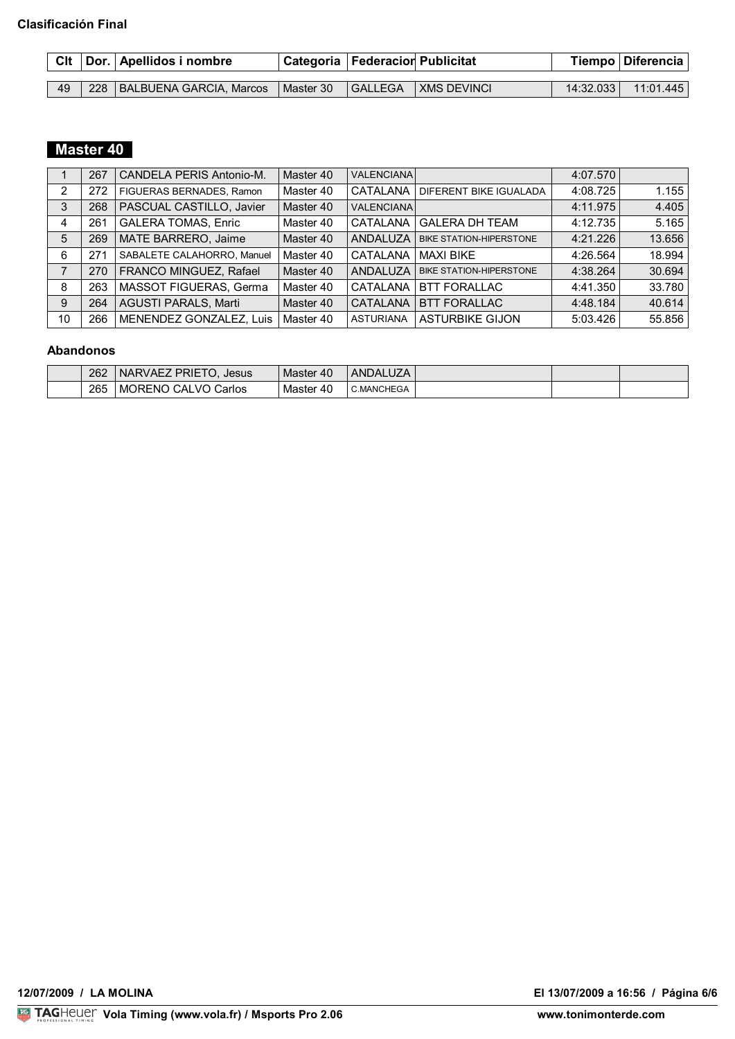**Clasificación Final**

| Clt | Dor. | Apellidos i nombre | Categoria | Federacion | Publicitat | Tiempo | Diferencia |
|---|---|---|---|---|---|---|---|
| 49 | 228 | BALBUENA GARCIA, Marcos | Master 30 | GALLEGA | XMS DEVINCI | 14:32.033 | 11:01.445 |

## Master 40

| Clt | Dor. | Apellidos i nombre | Categoria | Federacion | Publicitat | Tiempo | Diferencia |
|---|---|---|---|---|---|---|---|
| 1 | 267 | CANDELA PERIS Antonio-M. | Master 40 | VALENCIANA | | 4:07.570 | |
| 2 | 272 | FIGUERAS BERNADES, Ramon | Master 40 | CATALANA | DIFERENT BIKE IGUALADA | 4:08.725 | 1.155 |
| 3 | 268 | PASCUAL CASTILLO, Javier | Master 40 | VALENCIANA | | 4:11.975 | 4.405 |
| 4 | 261 | GALERA TOMAS, Enric | Master 40 | CATALANA | GALERA DH TEAM | 4:12.735 | 5.165 |
| 5 | 269 | MATE BARRERO, Jaime | Master 40 | ANDALUZA | BIKE STATION-HIPERSTONE | 4:21.226 | 13.656 |
| 6 | 271 | SABALETE CALAHORRO, Manuel | Master 40 | CATALANA | MAXI BIKE | 4:26.564 | 18.994 |
| 7 | 270 | FRANCO MINGUEZ, Rafael | Master 40 | ANDALUZA | BIKE STATION-HIPERSTONE | 4:38.264 | 30.694 |
| 8 | 263 | MASSOT FIGUERAS, Germa | Master 40 | CATALANA | BTT FORALLAC | 4:41.350 | 33.780 |
| 9 | 264 | AGUSTI PARALS, Marti | Master 40 | CATALANA | BTT FORALLAC | 4:48.184 | 40.614 |
| 10 | 266 | MENENDEZ GONZALEZ, Luis | Master 40 | ASTURIANA | ASTURBIKE GIJON | 5:03.426 | 55.856 |

**Abandonos**

| | | | | | | | |
|---|---|---|---|---|---|---|---|
| | 262 | NARVAEZ PRIETO, Jesus | Master 40 | ANDALUZA | | | |
| | 265 | MORENO CALVO Carlos | Master 40 | C.MANCHEGA | | | |

12/07/2009 / LA MOLINA

El 13/07/2009 a 16:56

Vola Timing (www.vola.fr) / Msports Pro 2.06

www.tonimonterde.com